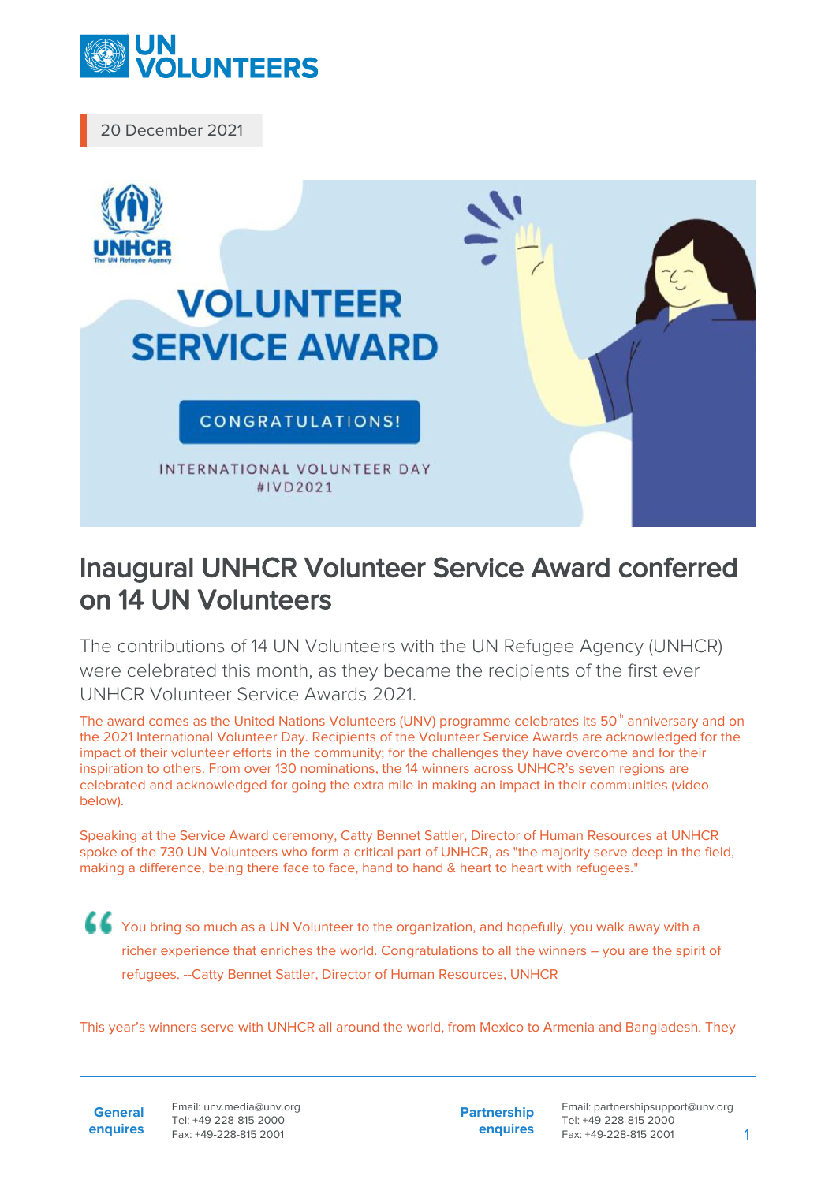20 December 2021

# Inaugural UNHCR Volunteer Service Award conferred on 14 UN Volunteers

The contributions of 14 UN Volunteers with the UN Refugee Agency (UNHCR) were celebrated this month, as they became the recipients of the first ever UNHCR Volunteer Service Awards 2021.

The award comes as the United Nations Volunteers (UNV) programme celebrates its 50th anniversary and on the 2021 International Volunteer Day. Recipients of the Volunteer Service Awards are acknowledged for the impact of their volunteer efforts in the community; for the challenges they have overcome and for their inspiration to others. From over 130 nominations, the 14 winners across UNHCR's seven regions are celebrated and acknowledged for going the extra mile in making an impact in their communities (video below).

Speaking at the Service Award ceremony, Catty Bennet Sattler, Director of Human Resources at UNHCR spoke of the 730 UN Volunteers who form a critical part of UNHCR, as "the majority serve deep in the field, making a difference, being there face to face, hand to hand & heart to heart with refugees."

> You bring so much as a UN Volunteer to the organization, and hopefully, you walk away with a richer experience that enriches the world. Congratulations to all the winners – you are the spirit of refugees. --Catty Bennet Sattler, Director of Human Resources, UNHCR

This year's winners serve with UNHCR all around the world, from Mexico to Armenia and Bangladesh. They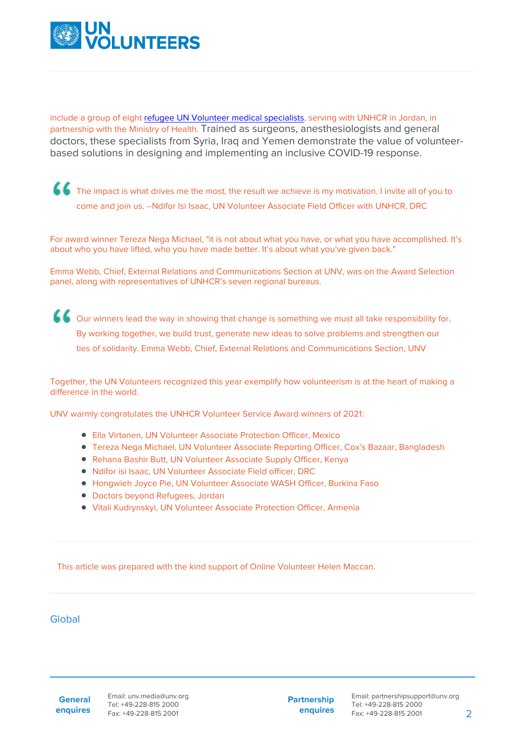include a group of eight [refugee UN Volunteer medical specialists](), serving with UNHCR in Jordan, in partnership with the Ministry of Health. Trained as surgeons, anesthesiologists and general doctors, these specialists from Syria, Iraq and Yemen demonstrate the value of volunteer-based solutions in designing and implementing an inclusive COVID-19 response.

> The impact is what drives me the most, the result we achieve is my motivation. I invite all of you to come and join us. --Ndifor Isi Isaac, UN Volunteer Associate Field Officer with UNHCR, DRC

For award winner Tereza Nega Michael, "it is not about what you have, or what you have accomplished. It's about who you have lifted, who you have made better. It's about what you've given back."

Emma Webb, Chief, External Relations and Communications Section at UNV, was on the Award Selection panel, along with representatives of UNHCR's seven regional bureaus.

> Our winners lead the way in showing that change is something we must all take responsibility for. By working together, we build trust, generate new ideas to solve problems and strengthen our ties of solidarity. Emma Webb, Chief, External Relations and Communications Section, UNV

Together, the UN Volunteers recognized this year exemplify how volunteerism is at the heart of making a difference in the world.

UNV warmly congratulates the UNHCR Volunteer Service Award winners of 2021:

- Ella Virtanen, UN Volunteer Associate Protection Officer, Mexico
- Tereza Nega Michael, UN Volunteer Associate Reporting Officer, Cox's Bazaar, Bangladesh
- Rehana Bashir Butt, UN Volunteer Associate Supply Officer, Kenya
- Ndifor isi Isaac, UN Volunteer Associate Field officer, DRC
- Hongwieh Joyce Pie, UN Volunteer Associate WASH Officer, Burkina Faso
- Doctors beyond Refugees, Jordan
- Vitali Kudrynskyi, UN Volunteer Associate Protection Officer, Armenia

---

This article was prepared with the kind support of Online Volunteer Helen Maccan.

---

Global

**General enquires** Email: unv.media@unv.org Tel: +49-228-815 2000 Fax: +49-228-815 2001

**Partnership enquires** Email: partnershipsupport@unv.org Tel: +49-228-815 2000 Fax: +49-228-815 2001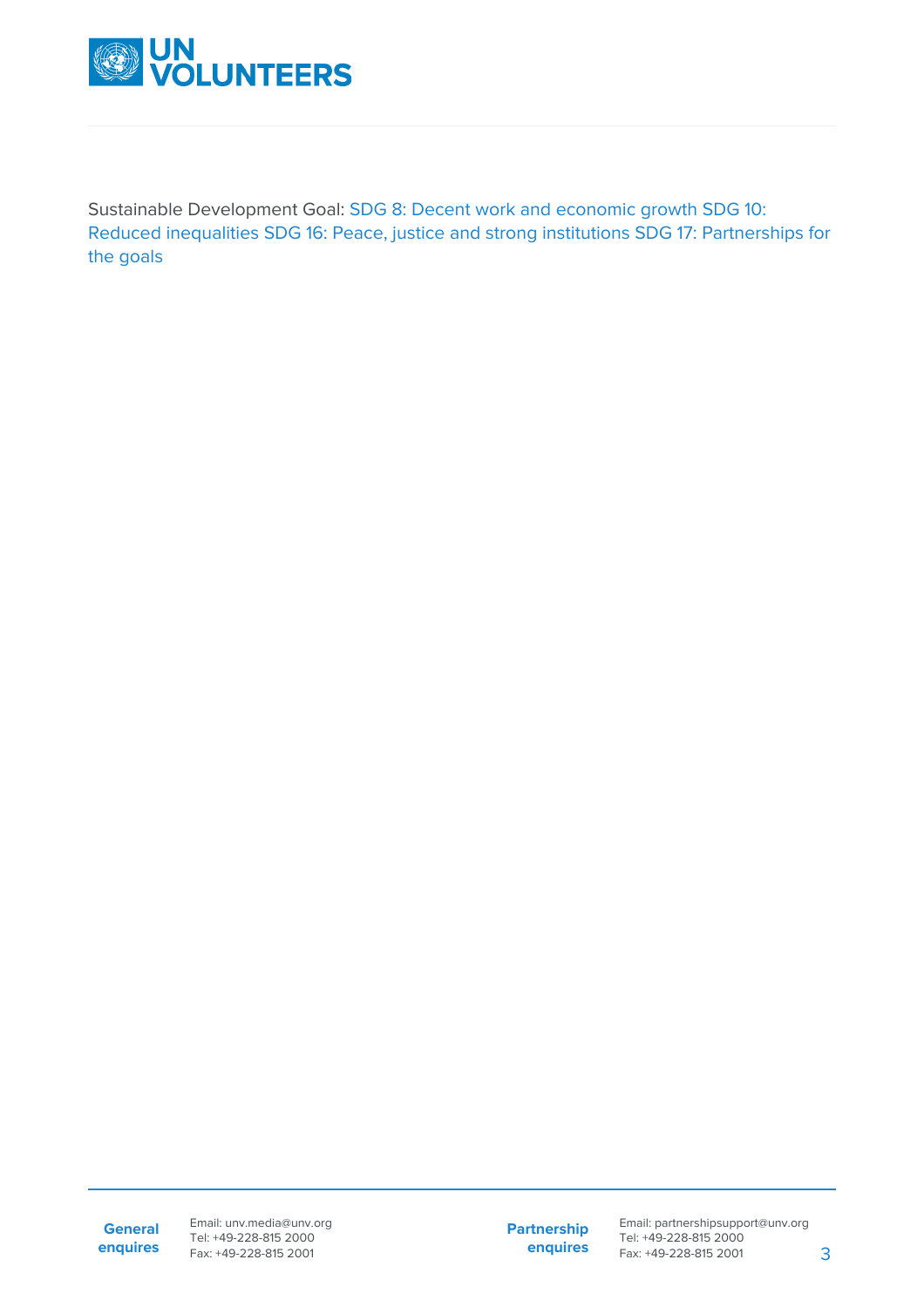Sustainable Development Goal: SDG 8: Decent work and economic growth SDG 10: Reduced inequalities SDG 16: Peace, justice and strong institutions SDG 17: Partnerships for the goals